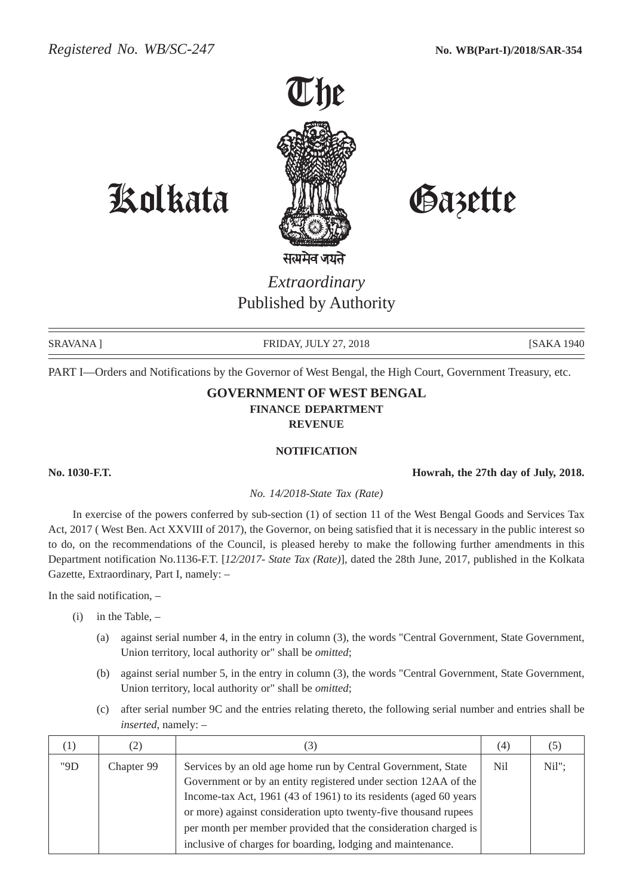*Registered No. WB/SC-247* **No. WB(Part-I)/2018/SAR-354**

# The Kolkata Gazette

सत्यमेव जयते

*Extraordinary*
Published by Authority

SRAVANA ] FRIDAY, JULY 27, 2018 [SAKA 1940

PART I—Orders and Notifications by the Governor of West Bengal, the High Court, Government Treasury, etc.

## GOVERNMENT OF WEST BENGAL
### FINANCE DEPARTMENT
### REVENUE

#### NOTIFICATION

**No. 1030-F.T.** **Howrah, the 27th day of July, 2018.**

*No. 14/2018-State Tax (Rate)*

In exercise of the powers conferred by sub-section (1) of section 11 of the West Bengal Goods and Services Tax Act, 2017 ( West Ben. Act XXVIII of 2017), the Governor, on being satisfied that it is necessary in the public interest so to do, on the recommendations of the Council, is pleased hereby to make the following further amendments in this Department notification No.1136-F.T. [*12/2017- State Tax (Rate)*], dated the 28th June, 2017, published in the Kolkata Gazette, Extraordinary, Part I, namely: –

In the said notification, –

(i) in the Table, –

(a) against serial number 4, in the entry in column (3), the words "Central Government, State Government, Union territory, local authority or" shall be *omitted*;

(b) against serial number 5, in the entry in column (3), the words "Central Government, State Government, Union territory, local authority or" shall be *omitted*;

(c) after serial number 9C and the entries relating thereto, the following serial number and entries shall be *inserted*, namely: –

| (1) | (2) | (3) | (4) | (5) |
|---|---|---|---|---|
| "9D | Chapter 99 | Services by an old age home run by Central Government, State Government or by an entity registered under section 12AA of the Income-tax Act, 1961 (43 of 1961) to its residents (aged 60 years or more) against consideration upto twenty-five thousand rupees per month per member provided that the consideration charged is inclusive of charges for boarding, lodging and maintenance. | Nil | Nil"; |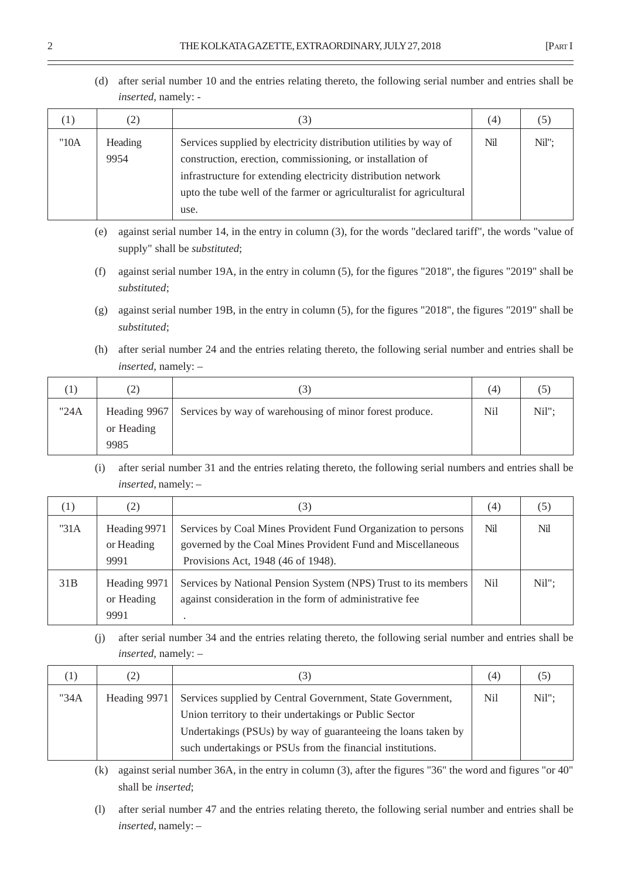(d) after serial number 10 and the entries relating thereto, the following serial number and entries shall be *inserted*, namely: -

| (1) | (2) | (3) | (4) | (5) |
|---|---|---|---|---|
| "10A | Heading 9954 | Services supplied by electricity distribution utilities by way of construction, erection, commissioning, or installation of infrastructure for extending electricity distribution network upto the tube well of the farmer or agriculturalist for agricultural use. | Nil | Nil"; |

(e) against serial number 14, in the entry in column (3), for the words "declared tariff", the words "value of supply" shall be *substituted*;

(f) against serial number 19A, in the entry in column (5), for the figures "2018", the figures "2019" shall be *substituted*;

(g) against serial number 19B, in the entry in column (5), for the figures "2018", the figures "2019" shall be *substituted*;

(h) after serial number 24 and the entries relating thereto, the following serial number and entries shall be *inserted*, namely: –

| (1) | (2) | (3) | (4) | (5) |
|---|---|---|---|---|
| "24A | Heading 9967 or Heading 9985 | Services by way of warehousing of minor forest produce. | Nil | Nil"; |

(i) after serial number 31 and the entries relating thereto, the following serial numbers and entries shall be *inserted*, namely: –

| (1) | (2) | (3) | (4) | (5) |
|---|---|---|---|---|
| "31A | Heading 9971 or Heading 9991 | Services by Coal Mines Provident Fund Organization to persons governed by the Coal Mines Provident Fund and Miscellaneous Provisions Act, 1948 (46 of 1948). | Nil | Nil |
| 31B | Heading 9971 or Heading 9991 | Services by National Pension System (NPS) Trust to its members against consideration in the form of administrative fee . | Nil | Nil"; |

(j) after serial number 34 and the entries relating thereto, the following serial number and entries shall be *inserted*, namely: –

| (1) | (2) | (3) | (4) | (5) |
|---|---|---|---|---|
| "34A | Heading 9971 | Services supplied by Central Government, State Government, Union territory to their undertakings or Public Sector Undertakings (PSUs) by way of guaranteeing the loans taken by such undertakings or PSUs from the financial institutions. | Nil | Nil"; |

(k) against serial number 36A, in the entry in column (3), after the figures "36" the word and figures "or 40" shall be *inserted*;

(l) after serial number 47 and the entries relating thereto, the following serial number and entries shall be *inserted*, namely: –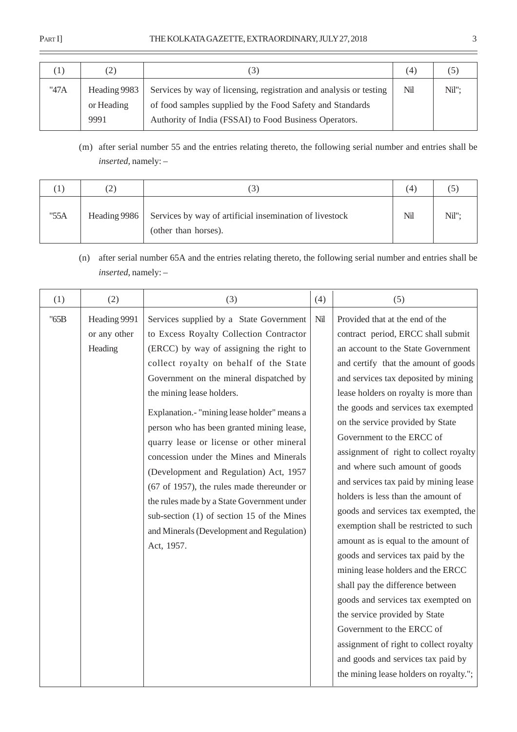| (1) | (2) | (3) | (4) | (5) |
|---|---|---|---|---|
| "47A | Heading 9983 or Heading 9991 | Services by way of licensing, registration and analysis or testing of food samples supplied by the Food Safety and Standards Authority of India (FSSAI) to Food Business Operators. | Nil | Nil"; |

(m) after serial number 55 and the entries relating thereto, the following serial number and entries shall be *inserted*, namely: –

| (1) | (2) | (3) | (4) | (5) |
|---|---|---|---|---|
| "55A | Heading 9986 | Services by way of artificial insemination of livestock (other than horses). | Nil | Nil"; |

(n) after serial number 65A and the entries relating thereto, the following serial number and entries shall be *inserted*, namely: –

| (1) | (2) | (3) | (4) | (5) |
|---|---|---|---|---|
| "65B | Heading 9991 or any other Heading | Services supplied by a State Government to Excess Royalty Collection Contractor (ERCC) by way of assigning the right to collect royalty on behalf of the State Government on the mineral dispatched by the mining lease holders. <br><br> Explanation.- "mining lease holder" means a person who has been granted mining lease, quarry lease or license or other mineral concession under the Mines and Minerals (Development and Regulation) Act, 1957 (67 of 1957), the rules made thereunder or the rules made by a State Government under sub-section (1) of section 15 of the Mines and Minerals (Development and Regulation) Act, 1957. | Nil | Provided that at the end of the contract period, ERCC shall submit an account to the State Government and certify that the amount of goods and services tax deposited by mining lease holders on royalty is more than the goods and services tax exempted on the service provided by State Government to the ERCC of assignment of right to collect royalty and where such amount of goods and services tax paid by mining lease holders is less than the amount of goods and services tax exempted, the exemption shall be restricted to such amount as is equal to the amount of goods and services tax paid by the mining lease holders and the ERCC shall pay the difference between goods and services tax exempted on the service provided by State Government to the ERCC of assignment of right to collect royalty and goods and services tax paid by the mining lease holders on royalty."; |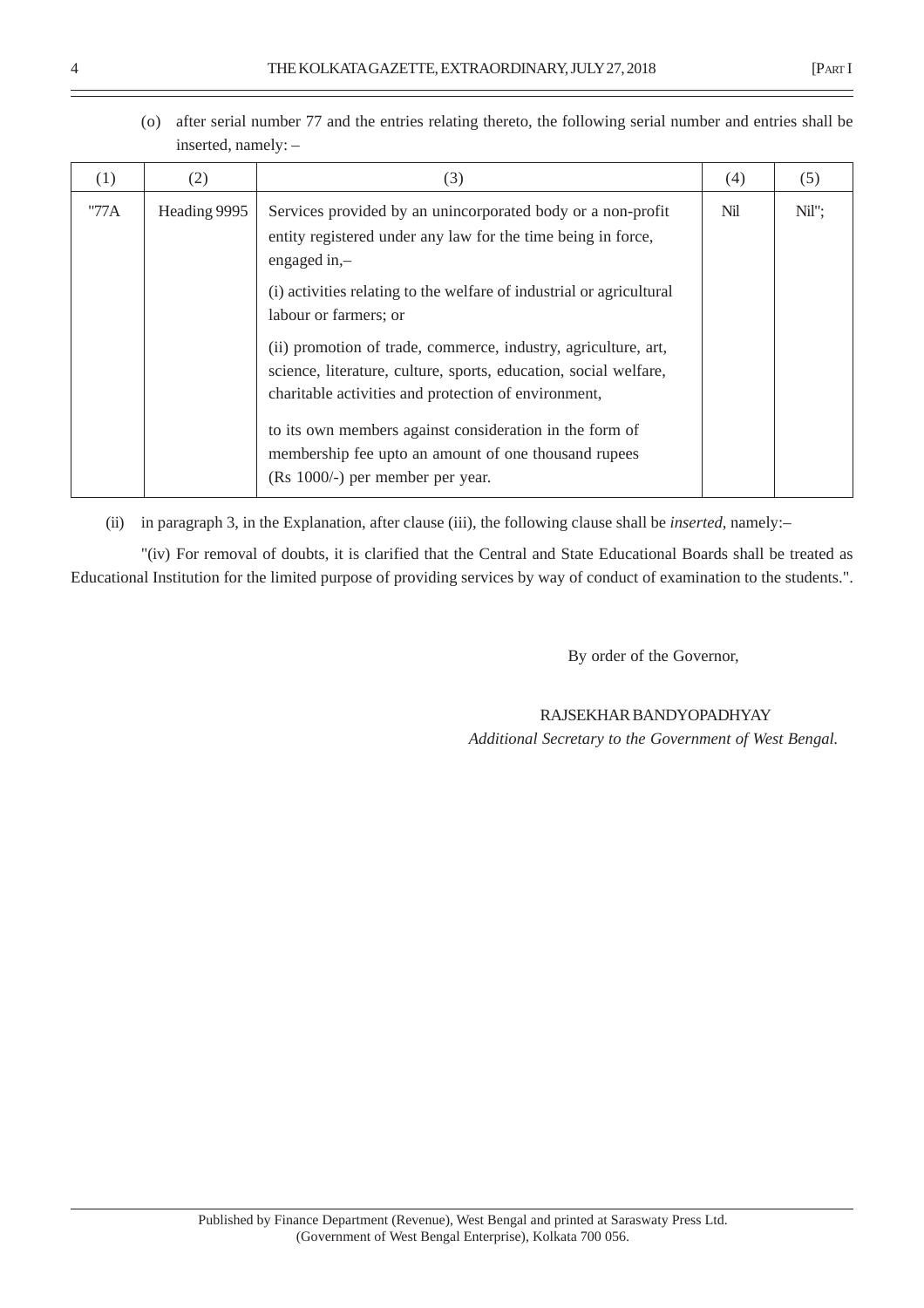(o) after serial number 77 and the entries relating thereto, the following serial number and entries shall be inserted, namely: –

| (1) | (2) | (3) | (4) | (5) |
|---|---|---|---|---|
| "77A | Heading 9995 | Services provided by an unincorporated body or a non-profit entity registered under any law for the time being in force, engaged in,– <br><br> (i) activities relating to the welfare of industrial or agricultural labour or farmers; or <br><br> (ii) promotion of trade, commerce, industry, agriculture, art, science, literature, culture, sports, education, social welfare, charitable activities and protection of environment, <br><br> to its own members against consideration in the form of membership fee upto an amount of one thousand rupees (Rs 1000/-) per member per year. | Nil | Nil"; |

(ii) in paragraph 3, in the Explanation, after clause (iii), the following clause shall be *inserted*, namely:–

"(iv) For removal of doubts, it is clarified that the Central and State Educational Boards shall be treated as Educational Institution for the limited purpose of providing services by way of conduct of examination to the students.".

By order of the Governor,

RAJSEKHAR BANDYOPADHYAY
*Additional Secretary to the Government of West Bengal.*

Published by Finance Department (Revenue), West Bengal and printed at Saraswaty Press Ltd.
(Government of West Bengal Enterprise), Kolkata 700 056.